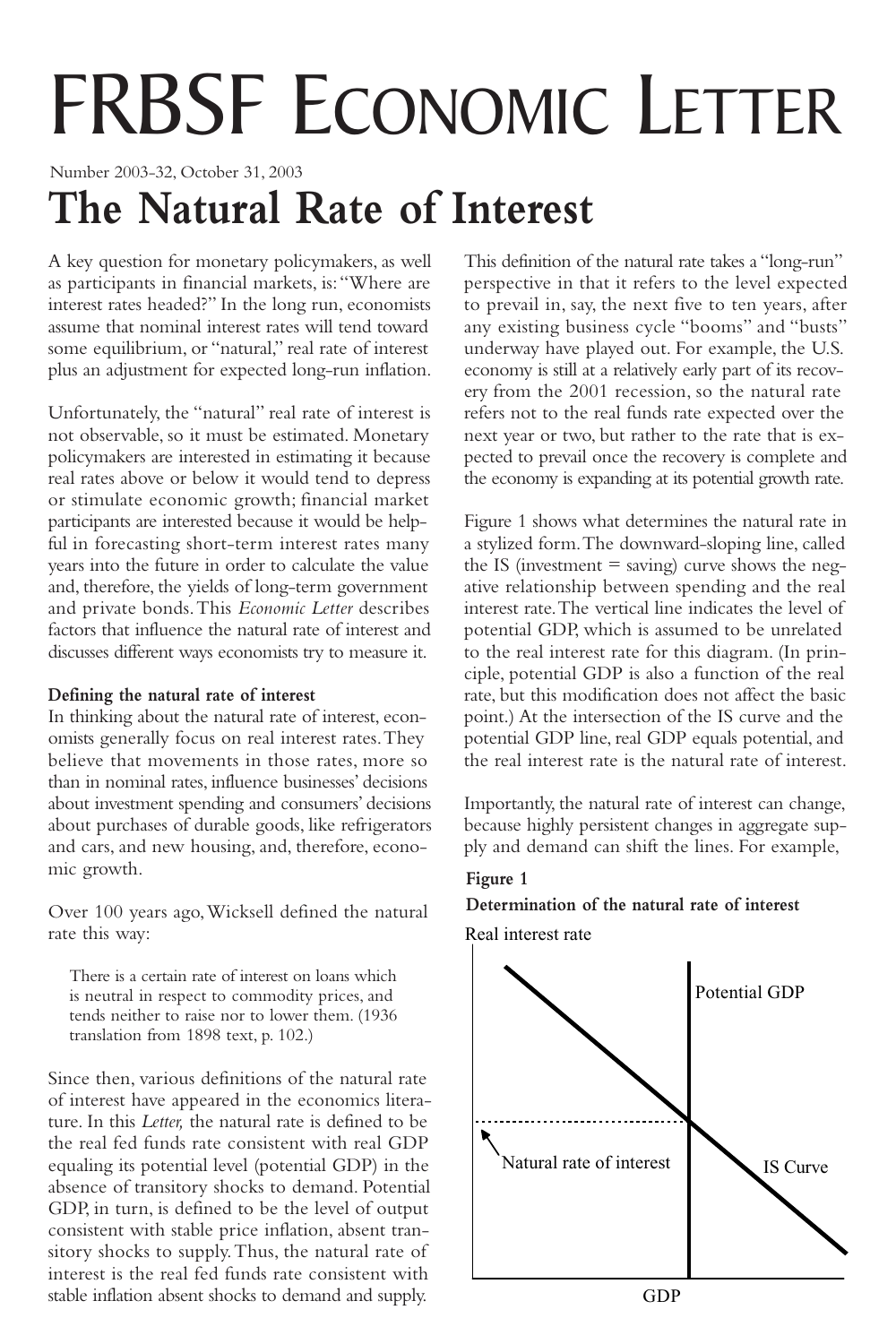# FRBSF Economic Letter

Number 2003-32, October 31, 2003

# The Natural Rate of Interest

A key question for monetary policymakers, as well as participants in financial markets, is: "Where are interest rates headed?" In the long run, economists assume that nominal interest rates will tend toward some equilibrium, or "natural," real rate of interest plus an adjustment for expected long-run inflation.

Unfortunately, the "natural" real rate of interest is not observable, so it must be estimated. Monetary policymakers are interested in estimating it because real rates above or below it would tend to depress or stimulate economic growth; financial market participants are interested because it would be helpful in forecasting short-term interest rates many years into the future in order to calculate the value and, therefore, the yields of long-term government and private bonds. This *Economic Letter* describes factors that influence the natural rate of interest and discusses different ways economists try to measure it.

**Defining the natural rate of interest**

In thinking about the natural rate of interest, economists generally focus on real interest rates. They believe that movements in those rates, more so than in nominal rates, influence businesses' decisions about investment spending and consumers' decisions about purchases of durable goods, like refrigerators and cars, and new housing, and, therefore, economic growth.

Over 100 years ago, Wicksell defined the natural rate this way:

> There is a certain rate of interest on loans which is neutral in respect to commodity prices, and tends neither to raise nor to lower them. (1936 translation from 1898 text, p. 102.)

Since then, various definitions of the natural rate of interest have appeared in the economics literature. In this *Letter,* the natural rate is defined to be the real fed funds rate consistent with real GDP equaling its potential level (potential GDP) in the absence of transitory shocks to demand. Potential GDP, in turn, is defined to be the level of output consistent with stable price inflation, absent transitory shocks to supply. Thus, the natural rate of interest is the real fed funds rate consistent with stable inflation absent shocks to demand and supply.

This definition of the natural rate takes a "long-run" perspective in that it refers to the level expected to prevail in, say, the next five to ten years, after any existing business cycle "booms" and "busts" underway have played out. For example, the U.S. economy is still at a relatively early part of its recovery from the 2001 recession, so the natural rate refers not to the real funds rate expected over the next year or two, but rather to the rate that is expected to prevail once the recovery is complete and the economy is expanding at its potential growth rate.

Figure 1 shows what determines the natural rate in a stylized form. The downward-sloping line, called the IS (investment = saving) curve shows the negative relationship between spending and the real interest rate. The vertical line indicates the level of potential GDP, which is assumed to be unrelated to the real interest rate for this diagram. (In principle, potential GDP is also a function of the real rate, but this modification does not affect the basic point.) At the intersection of the IS curve and the potential GDP line, real GDP equals potential, and the real interest rate is the natural rate of interest.

Importantly, the natural rate of interest can change, because highly persistent changes in aggregate supply and demand can shift the lines. For example,

**Figure 1**

**Determination of the natural rate of interest**

Real interest rate

Potential GDP

Natural rate of interest

IS Curve

GDP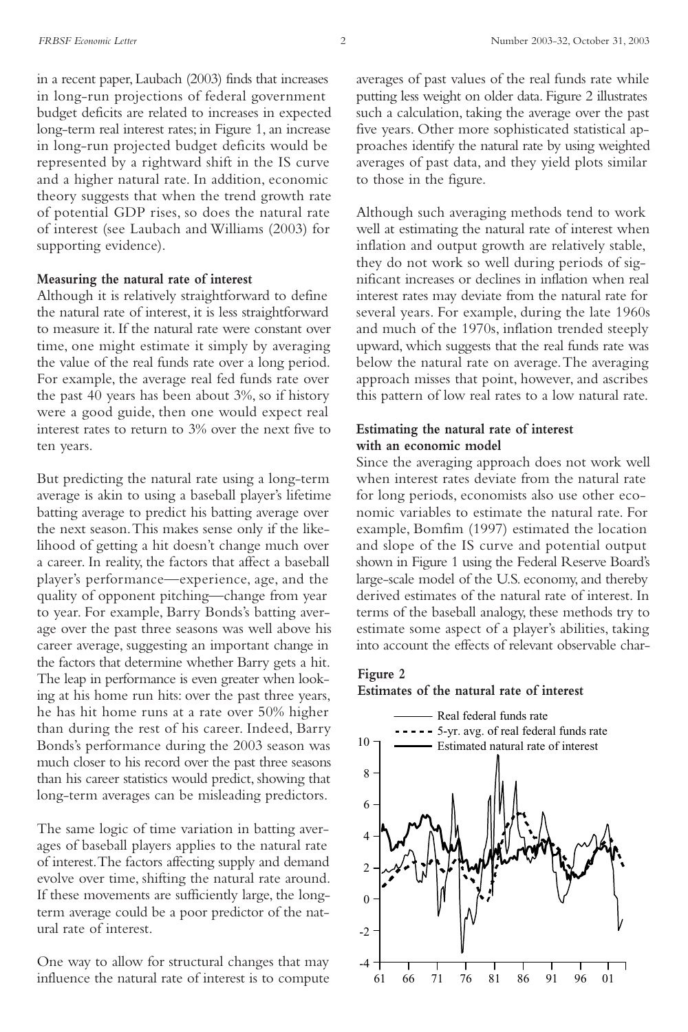in a recent paper, Laubach (2003) finds that increases in long-run projections of federal government budget deficits are related to increases in expected long-term real interest rates; in Figure 1, an increase in long-run projected budget deficits would be represented by a rightward shift in the IS curve and a higher natural rate. In addition, economic theory suggests that when the trend growth rate of potential GDP rises, so does the natural rate of interest (see Laubach and Williams (2003) for supporting evidence).

**Measuring the natural rate of interest**

Although it is relatively straightforward to define the natural rate of interest, it is less straightforward to measure it. If the natural rate were constant over time, one might estimate it simply by averaging the value of the real funds rate over a long period. For example, the average real fed funds rate over the past 40 years has been about 3%, so if history were a good guide, then one would expect real interest rates to return to 3% over the next five to ten years.

But predicting the natural rate using a long-term average is akin to using a baseball player's lifetime batting average to predict his batting average over the next season. This makes sense only if the likelihood of getting a hit doesn't change much over a career. In reality, the factors that affect a baseball player's performance—experience, age, and the quality of opponent pitching—change from year to year. For example, Barry Bonds's batting average over the past three seasons was well above his career average, suggesting an important change in the factors that determine whether Barry gets a hit. The leap in performance is even greater when looking at his home run hits: over the past three years, he has hit home runs at a rate over 50% higher than during the rest of his career. Indeed, Barry Bonds's performance during the 2003 season was much closer to his record over the past three seasons than his career statistics would predict, showing that long-term averages can be misleading predictors.

The same logic of time variation in batting averages of baseball players applies to the natural rate of interest. The factors affecting supply and demand evolve over time, shifting the natural rate around. If these movements are sufficiently large, the long-term average could be a poor predictor of the natural rate of interest.

One way to allow for structural changes that may influence the natural rate of interest is to compute averages of past values of the real funds rate while putting less weight on older data. Figure 2 illustrates such a calculation, taking the average over the past five years. Other more sophisticated statistical approaches identify the natural rate by using weighted averages of past data, and they yield plots similar to those in the figure.

Although such averaging methods tend to work well at estimating the natural rate of interest when inflation and output growth are relatively stable, they do not work so well during periods of significant increases or declines in inflation when real interest rates may deviate from the natural rate for several years. For example, during the late 1960s and much of the 1970s, inflation trended steeply upward, which suggests that the real funds rate was below the natural rate on average. The averaging approach misses that point, however, and ascribes this pattern of low real rates to a low natural rate.

**Estimating the natural rate of interest with an economic model**

Since the averaging approach does not work well when interest rates deviate from the natural rate for long periods, economists also use other economic variables to estimate the natural rate. For example, Bomfim (1997) estimated the location and slope of the IS curve and potential output shown in Figure 1 using the Federal Reserve Board's large-scale model of the U.S. economy, and thereby derived estimates of the natural rate of interest. In terms of the baseball analogy, these methods try to estimate some aspect of a player's abilities, taking into account the effects of relevant observable char-

**Figure 2**
**Estimates of the natural rate of interest**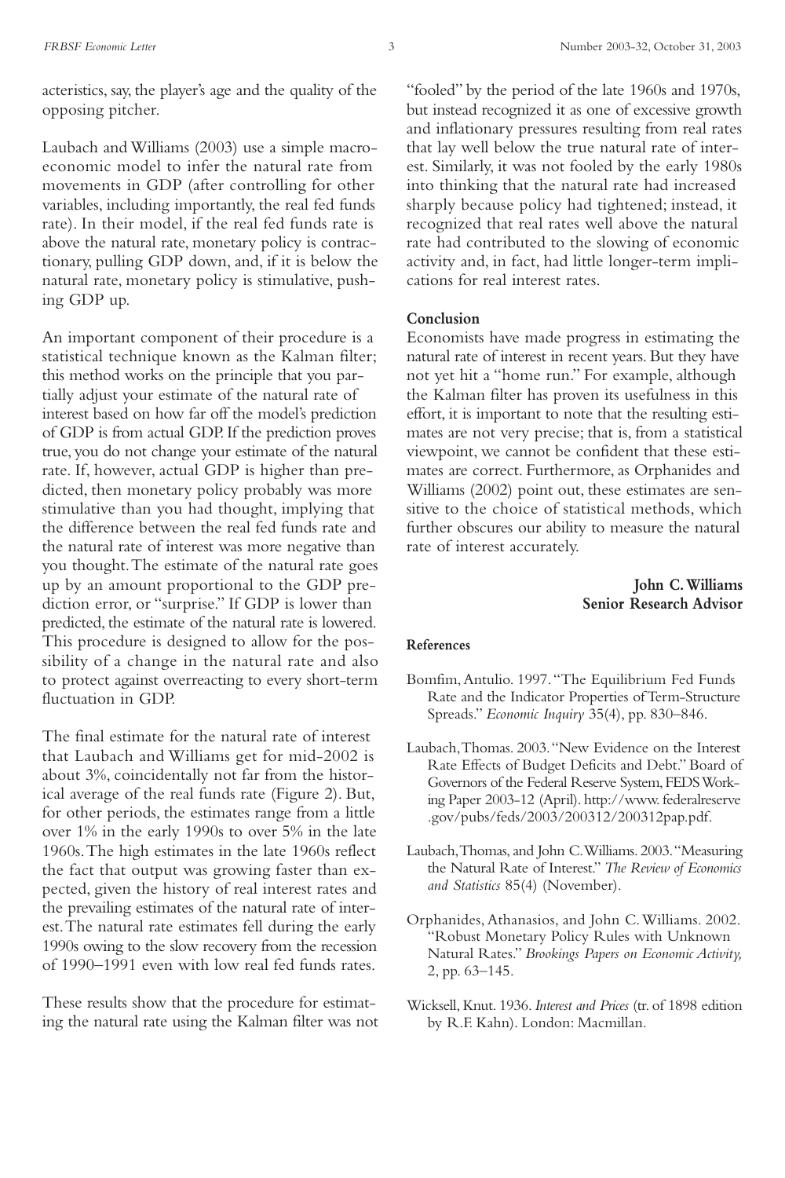acteristics, say, the player's age and the quality of the opposing pitcher.

Laubach and Williams (2003) use a simple macroeconomic model to infer the natural rate from movements in GDP (after controlling for other variables, including importantly, the real fed funds rate). In their model, if the real fed funds rate is above the natural rate, monetary policy is contractionary, pulling GDP down, and, if it is below the natural rate, monetary policy is stimulative, pushing GDP up.

An important component of their procedure is a statistical technique known as the Kalman filter; this method works on the principle that you partially adjust your estimate of the natural rate of interest based on how far off the model's prediction of GDP is from actual GDP. If the prediction proves true, you do not change your estimate of the natural rate. If, however, actual GDP is higher than predicted, then monetary policy probably was more stimulative than you had thought, implying that the difference between the real fed funds rate and the natural rate of interest was more negative than you thought. The estimate of the natural rate goes up by an amount proportional to the GDP prediction error, or "surprise." If GDP is lower than predicted, the estimate of the natural rate is lowered. This procedure is designed to allow for the possibility of a change in the natural rate and also to protect against overreacting to every short-term fluctuation in GDP.

The final estimate for the natural rate of interest that Laubach and Williams get for mid-2002 is about 3%, coincidentally not far from the historical average of the real funds rate (Figure 2). But, for other periods, the estimates range from a little over 1% in the early 1990s to over 5% in the late 1960s. The high estimates in the late 1960s reflect the fact that output was growing faster than expected, given the history of real interest rates and the prevailing estimates of the natural rate of interest. The natural rate estimates fell during the early 1990s owing to the slow recovery from the recession of 1990–1991 even with low real fed funds rates.

These results show that the procedure for estimating the natural rate using the Kalman filter was not "fooled" by the period of the late 1960s and 1970s, but instead recognized it as one of excessive growth and inflationary pressures resulting from real rates that lay well below the true natural rate of interest. Similarly, it was not fooled by the early 1980s into thinking that the natural rate had increased sharply because policy had tightened; instead, it recognized that real rates well above the natural rate had contributed to the slowing of economic activity and, in fact, had little longer-term implications for real interest rates.

## Conclusion

Economists have made progress in estimating the natural rate of interest in recent years. But they have not yet hit a "home run." For example, although the Kalman filter has proven its usefulness in this effort, it is important to note that the resulting estimates are not very precise; that is, from a statistical viewpoint, we cannot be confident that these estimates are correct. Furthermore, as Orphanides and Williams (2002) point out, these estimates are sensitive to the choice of statistical methods, which further obscures our ability to measure the natural rate of interest accurately.

**John C. Williams**
**Senior Research Advisor**

## References

Bomfim, Antulio. 1997. "The Equilibrium Fed Funds Rate and the Indicator Properties of Term-Structure Spreads." *Economic Inquiry* 35(4), pp. 830–846.

Laubach, Thomas. 2003. "New Evidence on the Interest Rate Effects of Budget Deficits and Debt." Board of Governors of the Federal Reserve System, FEDS Working Paper 2003-12 (April). http://www.federalreserve.gov/pubs/feds/2003/200312/200312pap.pdf.

Laubach, Thomas, and John C. Williams. 2003. "Measuring the Natural Rate of Interest." *The Review of Economics and Statistics* 85(4) (November).

Orphanides, Athanasios, and John C. Williams. 2002. "Robust Monetary Policy Rules with Unknown Natural Rates." *Brookings Papers on Economic Activity,* 2, pp. 63–145.

Wicksell, Knut. 1936. *Interest and Prices* (tr. of 1898 edition by R.F. Kahn). London: Macmillan.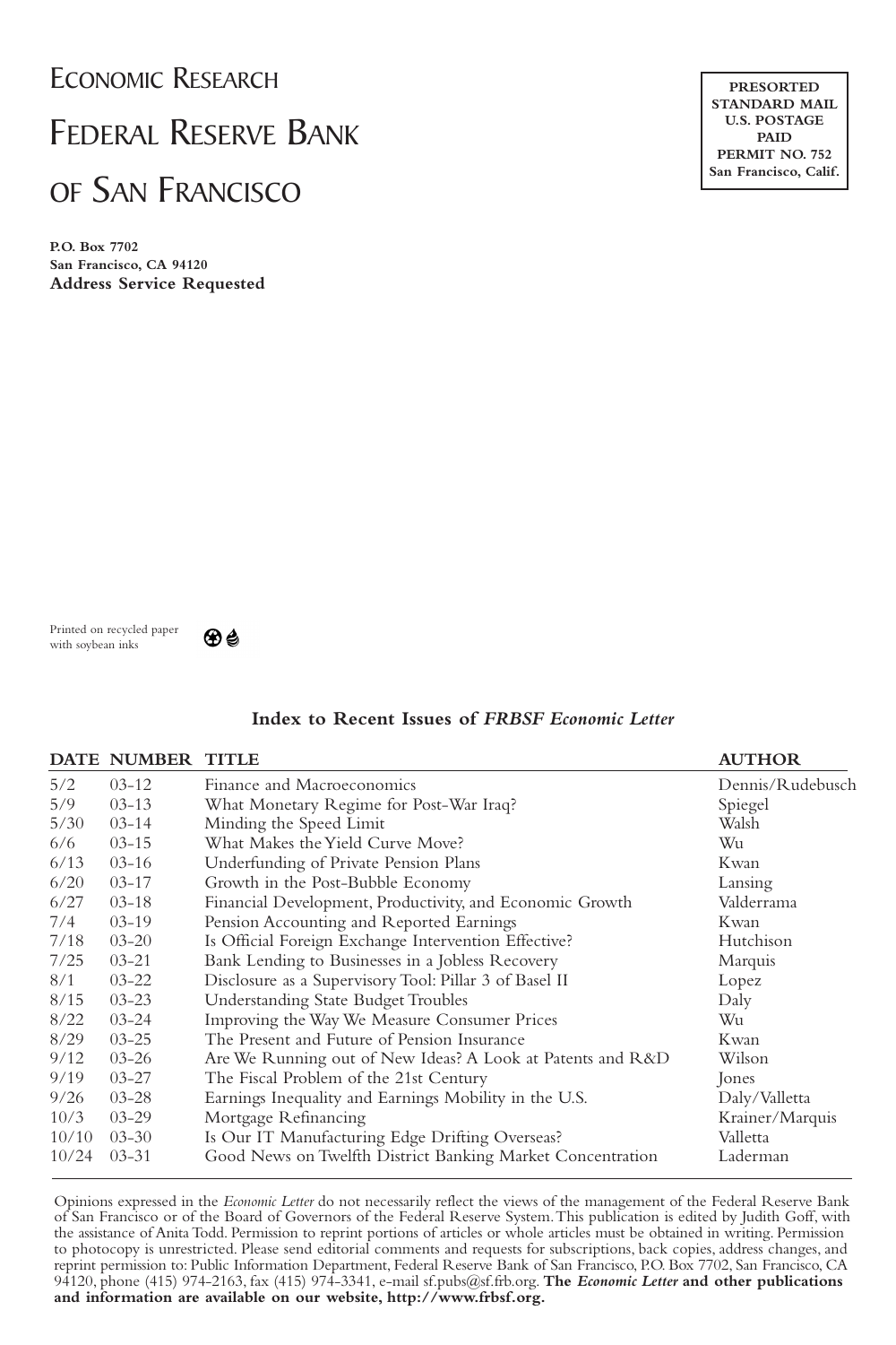# Economic Research

# Federal Reserve Bank of San Francisco

**P.O. Box 7702**
**San Francisco, CA 94120**
**Address Service Requested**

**PRESORTED**
**STANDARD MAIL**
**U.S. POSTAGE**
**PAID**
**PERMIT NO. 752**
**San Francisco, Calif.**

Printed on recycled paper with soybean inks

### Index to Recent Issues of *FRBSF Economic Letter*

| DATE | NUMBER | TITLE | AUTHOR |
|---|---|---|---|
| 5/2 | 03-12 | Finance and Macroeconomics | Dennis/Rudebusch |
| 5/9 | 03-13 | What Monetary Regime for Post-War Iraq? | Spiegel |
| 5/30 | 03-14 | Minding the Speed Limit | Walsh |
| 6/6 | 03-15 | What Makes the Yield Curve Move? | Wu |
| 6/13 | 03-16 | Underfunding of Private Pension Plans | Kwan |
| 6/20 | 03-17 | Growth in the Post-Bubble Economy | Lansing |
| 6/27 | 03-18 | Financial Development, Productivity, and Economic Growth | Valderrama |
| 7/4 | 03-19 | Pension Accounting and Reported Earnings | Kwan |
| 7/18 | 03-20 | Is Official Foreign Exchange Intervention Effective? | Hutchison |
| 7/25 | 03-21 | Bank Lending to Businesses in a Jobless Recovery | Marquis |
| 8/1 | 03-22 | Disclosure as a Supervisory Tool: Pillar 3 of Basel II | Lopez |
| 8/15 | 03-23 | Understanding State Budget Troubles | Daly |
| 8/22 | 03-24 | Improving the Way We Measure Consumer Prices | Wu |
| 8/29 | 03-25 | The Present and Future of Pension Insurance | Kwan |
| 9/12 | 03-26 | Are We Running out of New Ideas? A Look at Patents and R&D | Wilson |
| 9/19 | 03-27 | The Fiscal Problem of the 21st Century | Jones |
| 9/26 | 03-28 | Earnings Inequality and Earnings Mobility in the U.S. | Daly/Valletta |
| 10/3 | 03-29 | Mortgage Refinancing | Krainer/Marquis |
| 10/10 | 03-30 | Is Our IT Manufacturing Edge Drifting Overseas? | Valletta |
| 10/24 | 03-31 | Good News on Twelfth District Banking Market Concentration | Laderman |

Opinions expressed in the *Economic Letter* do not necessarily reflect the views of the management of the Federal Reserve Bank of San Francisco or of the Board of Governors of the Federal Reserve System. This publication is edited by Judith Goff, with the assistance of Anita Todd. Permission to reprint portions of articles or whole articles must be obtained in writing. Permission to photocopy is unrestricted. Please send editorial comments and requests for subscriptions, back copies, address changes, and reprint permission to: Public Information Department, Federal Reserve Bank of San Francisco, P.O. Box 7702, San Francisco, CA 94120, phone (415) 974-2163, fax (415) 974-3341, e-mail sf.pubs@sf.frb.org. **The *Economic Letter* and other publications and information are available on our website, http://www.frbsf.org.**